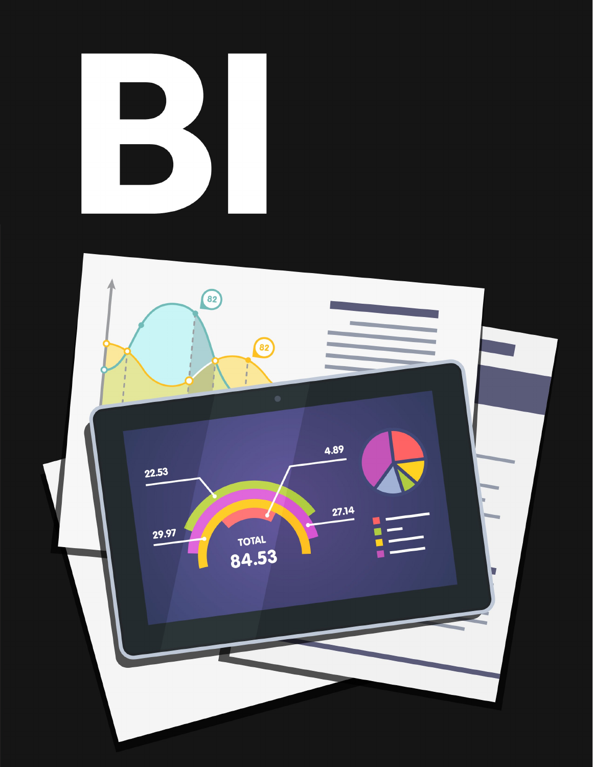# BI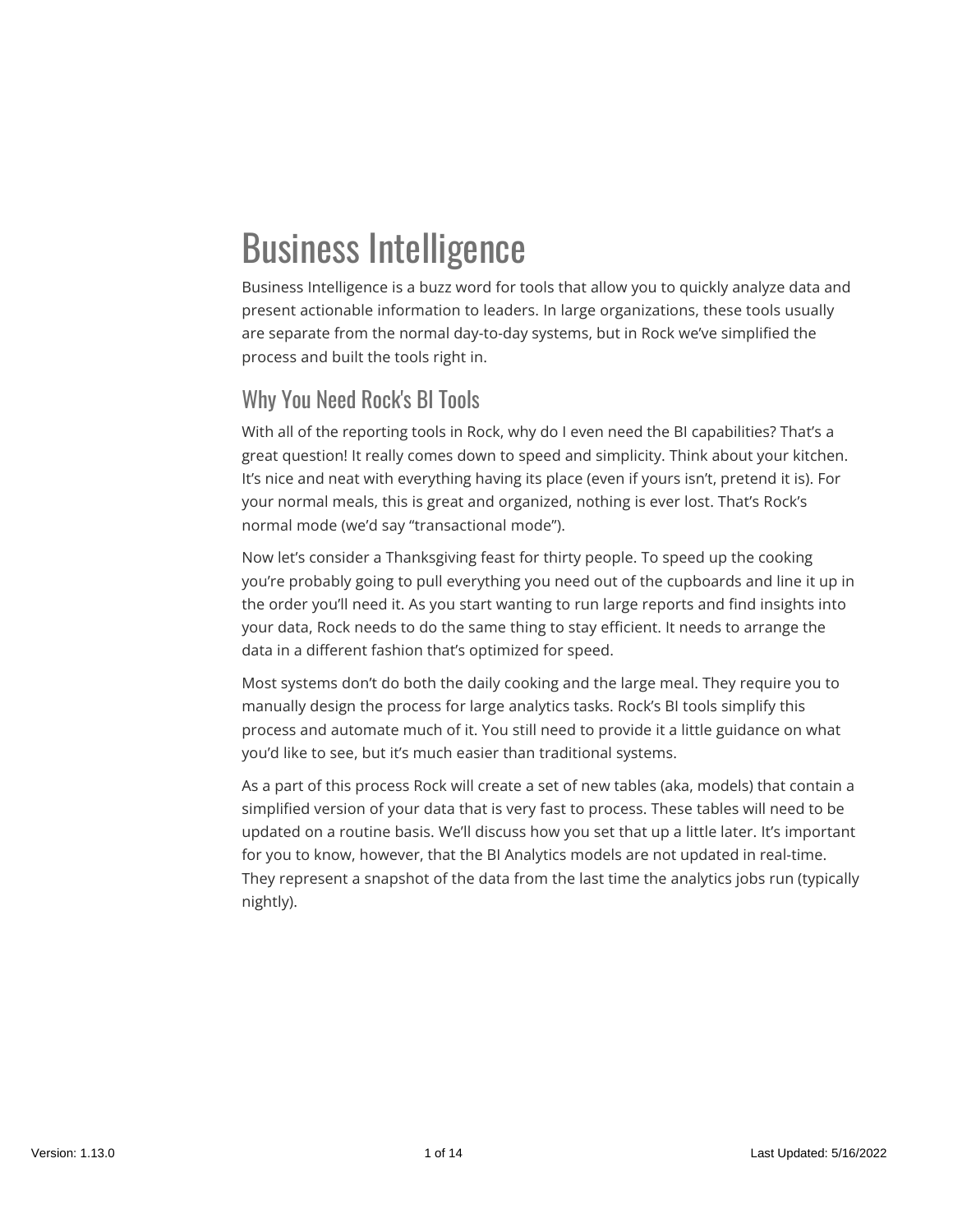# Business Intelligence

Business Intelligence is a buzz word for tools that allow you to quickly analyze data and present actionable information to leaders. In large organizations, these tools usually are separate from the normal day-to-day systems, but in Rock we've simplified the process and built the tools right in.

## Why You Need Rock's BI Tools

With all of the reporting tools in Rock, why do I even need the BI capabilities? That's a great question! It really comes down to speed and simplicity. Think about your kitchen. It's nice and neat with everything having its place (even if yours isn't, pretend it is). For your normal meals, this is great and organized, nothing is ever lost. That's Rock's normal mode (we'd say "transactional mode").

Now let's consider a Thanksgiving feast for thirty people. To speed up the cooking you're probably going to pull everything you need out of the cupboards and line it up in the order you'll need it. As you start wanting to run large reports and find insights into your data, Rock needs to do the same thing to stay efficient. It needs to arrange the data in a different fashion that's optimized for speed.

Most systems don't do both the daily cooking and the large meal. They require you to manually design the process for large analytics tasks. Rock's BI tools simplify this process and automate much of it. You still need to provide it a little guidance on what you'd like to see, but it's much easier than traditional systems.

As a part of this process Rock will create a set of new tables (aka, models) that contain a simplified version of your data that is very fast to process. These tables will need to be updated on a routine basis. We'll discuss how you set that up a little later. It's important for you to know, however, that the BI Analytics models are not updated in real-time. They represent a snapshot of the data from the last time the analytics jobs run (typically nightly).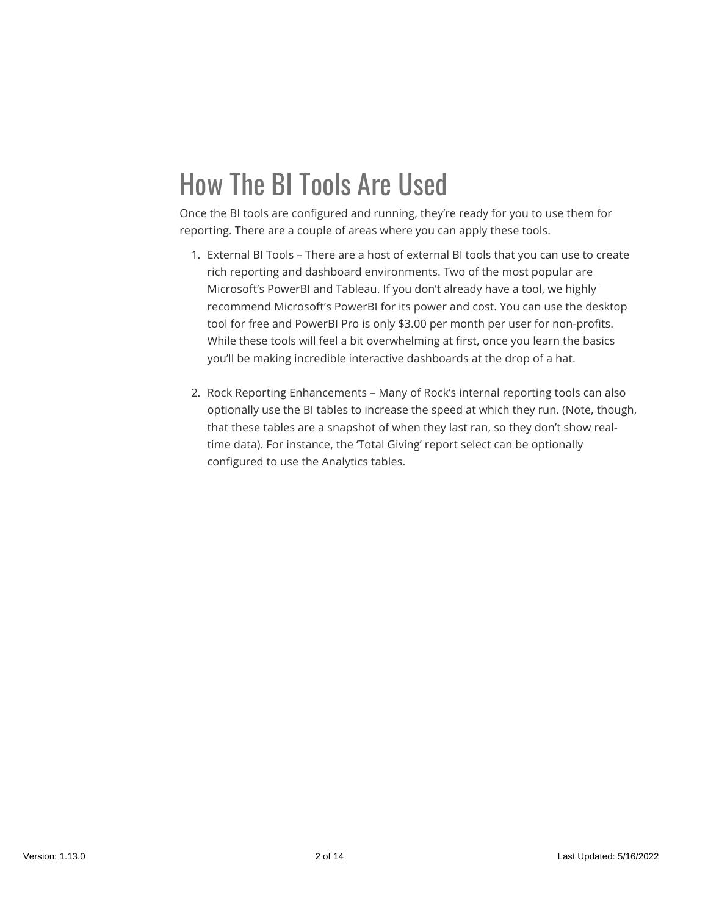# How The BI Tools Are Used

Once the BI tools are configured and running, they're ready for you to use them for reporting. There are a couple of areas where you can apply these tools.

1. External BI Tools – There are a host of external BI tools that you can use to create rich reporting and dashboard environments. Two of the most popular are Microsoft's PowerBI and Tableau. If you don't already have a tool, we highly recommend Microsoft's PowerBI for its power and cost. You can use the desktop tool for free and PowerBI Pro is only $3.00 per month per user for non-profits. While these tools will feel a bit overwhelming at first, once you learn the basics you'll be making incredible interactive dashboards at the drop of a hat.

2. Rock Reporting Enhancements – Many of Rock's internal reporting tools can also optionally use the BI tables to increase the speed at which they run. (Note, though, that these tables are a snapshot of when they last ran, so they don't show real-time data). For instance, the 'Total Giving' report select can be optionally configured to use the Analytics tables.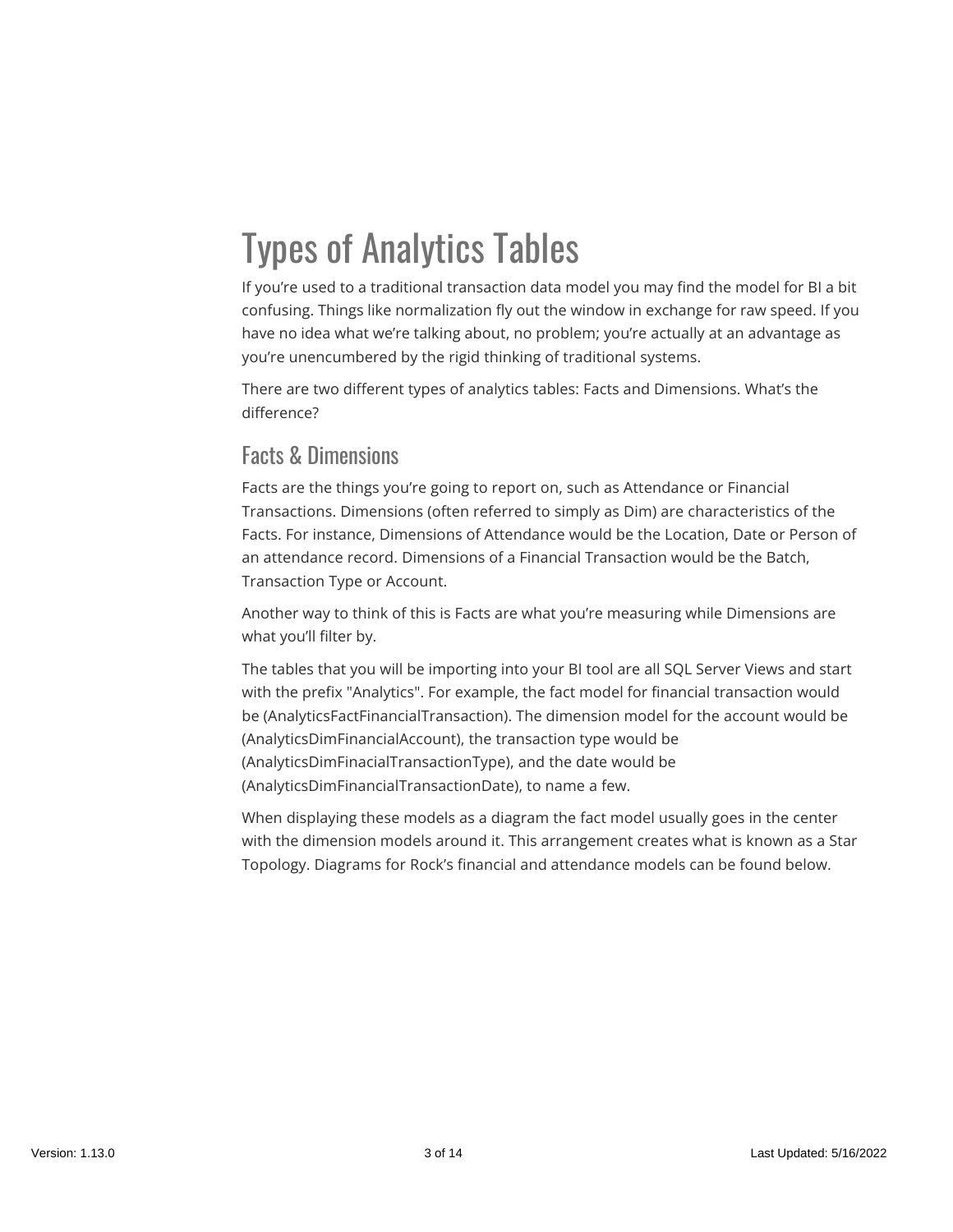# Types of Analytics Tables

If you're used to a traditional transaction data model you may find the model for BI a bit confusing. Things like normalization fly out the window in exchange for raw speed. If you have no idea what we're talking about, no problem; you're actually at an advantage as you're unencumbered by the rigid thinking of traditional systems.

There are two different types of analytics tables: Facts and Dimensions. What's the difference?

## Facts & Dimensions

Facts are the things you're going to report on, such as Attendance or Financial Transactions. Dimensions (often referred to simply as Dim) are characteristics of the Facts. For instance, Dimensions of Attendance would be the Location, Date or Person of an attendance record. Dimensions of a Financial Transaction would be the Batch, Transaction Type or Account.

Another way to think of this is Facts are what you're measuring while Dimensions are what you'll filter by.

The tables that you will be importing into your BI tool are all SQL Server Views and start with the prefix "Analytics". For example, the fact model for financial transaction would be (AnalyticsFactFinancialTransaction). The dimension model for the account would be (AnalyticsDimFinancialAccount), the transaction type would be (AnalyticsDimFinacialTransactionType), and the date would be (AnalyticsDimFinancialTransactionDate), to name a few.

When displaying these models as a diagram the fact model usually goes in the center with the dimension models around it. This arrangement creates what is known as a Star Topology. Diagrams for Rock's financial and attendance models can be found below.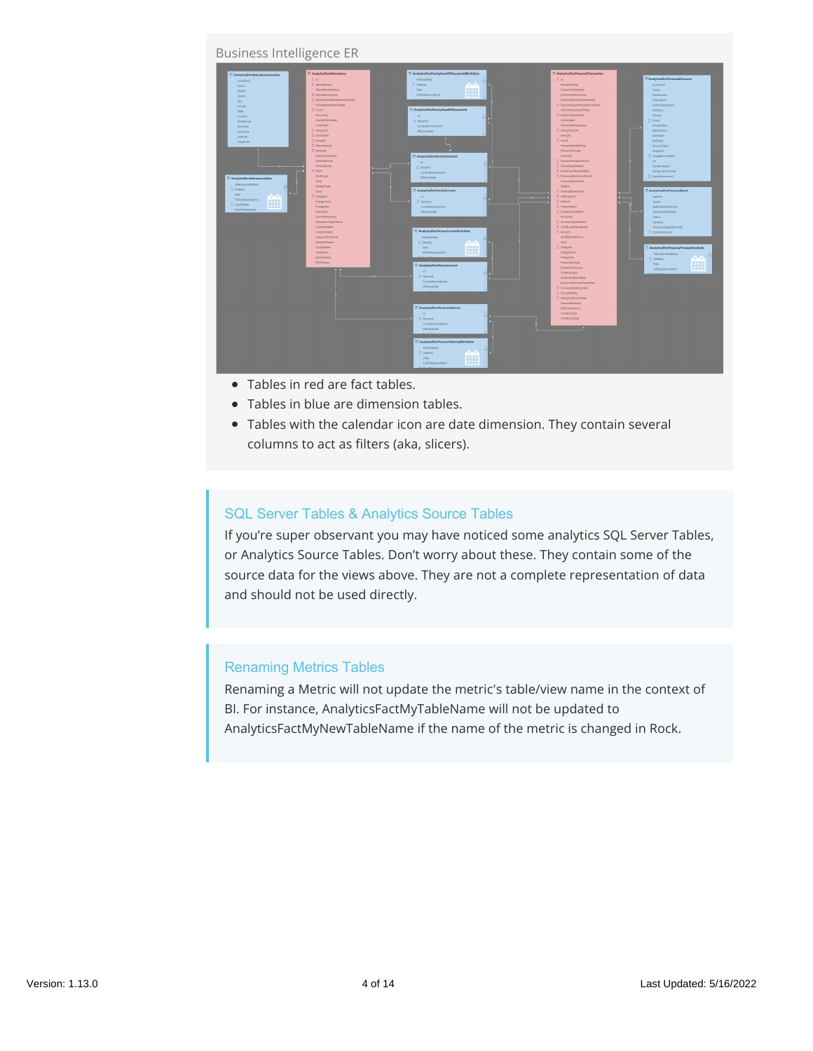Business Intelligence ER

- Tables in red are fact tables.
- Tables in blue are dimension tables.
- Tables with the calendar icon are date dimension. They contain several columns to act as filters (aka, slicers).

### SQL Server Tables & Analytics Source Tables

If you're super observant you may have noticed some analytics SQL Server Tables, or Analytics Source Tables. Don't worry about these. They contain some of the source data for the views above. They are not a complete representation of data and should not be used directly.

### Renaming Metrics Tables

Renaming a Metric will not update the metric's table/view name in the context of BI. For instance, AnalyticsFactMyTableName will not be updated to AnalyticsFactMyNewTableName if the name of the metric is changed in Rock.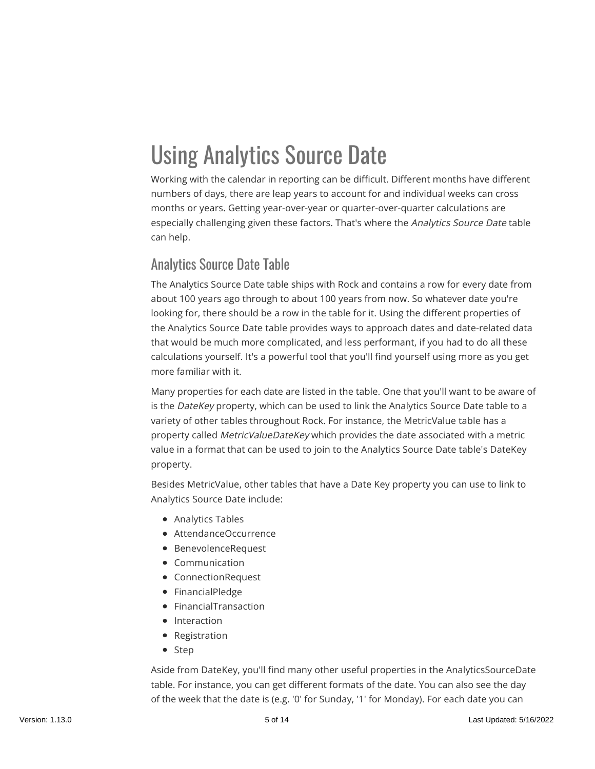# Using Analytics Source Date

Working with the calendar in reporting can be difficult. Different months have different numbers of days, there are leap years to account for and individual weeks can cross months or years. Getting year-over-year or quarter-over-quarter calculations are especially challenging given these factors. That's where the *Analytics Source Date* table can help.

## Analytics Source Date Table

The Analytics Source Date table ships with Rock and contains a row for every date from about 100 years ago through to about 100 years from now. So whatever date you're looking for, there should be a row in the table for it. Using the different properties of the Analytics Source Date table provides ways to approach dates and date-related data that would be much more complicated, and less performant, if you had to do all these calculations yourself. It's a powerful tool that you'll find yourself using more as you get more familiar with it.

Many properties for each date are listed in the table. One that you'll want to be aware of is the *DateKey* property, which can be used to link the Analytics Source Date table to a variety of other tables throughout Rock. For instance, the MetricValue table has a property called *MetricValueDateKey* which provides the date associated with a metric value in a format that can be used to join to the Analytics Source Date table's DateKey property.

Besides MetricValue, other tables that have a Date Key property you can use to link to Analytics Source Date include:

- Analytics Tables
- AttendanceOccurrence
- BenevolenceRequest
- Communication
- ConnectionRequest
- FinancialPledge
- FinancialTransaction
- Interaction
- Registration
- Step

Aside from DateKey, you'll find many other useful properties in the AnalyticsSourceDate table. For instance, you can get different formats of the date. You can also see the day of the week that the date is (e.g. '0' for Sunday, '1' for Monday). For each date you can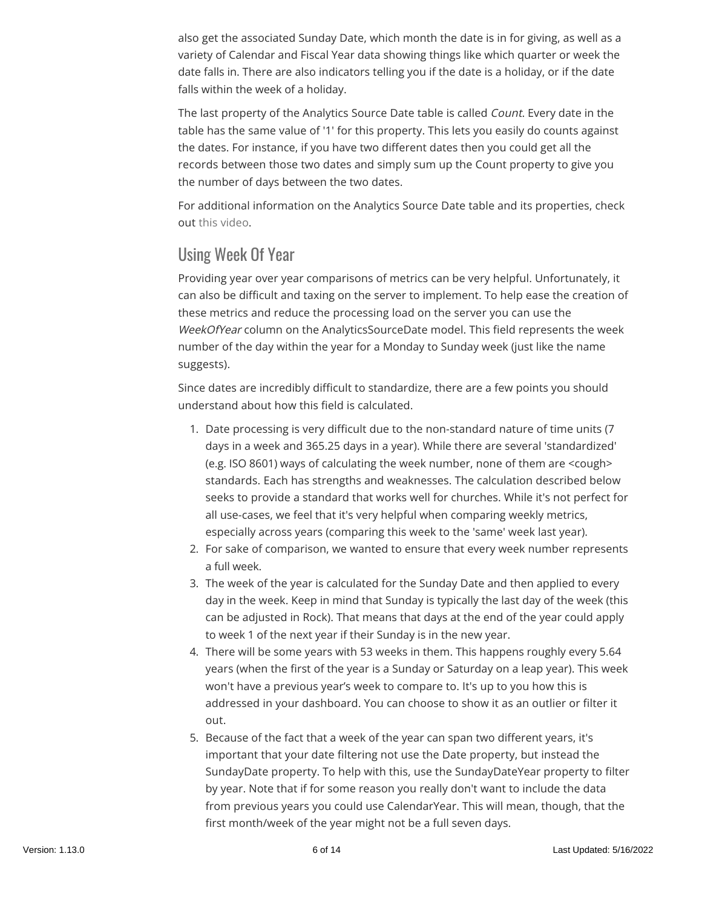also get the associated Sunday Date, which month the date is in for giving, as well as a variety of Calendar and Fiscal Year data showing things like which quarter or week the date falls in. There are also indicators telling you if the date is a holiday, or if the date falls within the week of a holiday.

The last property of the Analytics Source Date table is called *Count*. Every date in the table has the same value of '1' for this property. This lets you easily do counts against the dates. For instance, if you have two different dates then you could get all the records between those two dates and simply sum up the Count property to give you the number of days between the two dates.

For additional information on the Analytics Source Date table and its properties, check out this video.

## Using Week Of Year

Providing year over year comparisons of metrics can be very helpful. Unfortunately, it can also be difficult and taxing on the server to implement. To help ease the creation of these metrics and reduce the processing load on the server you can use the *WeekOfYear* column on the AnalyticsSourceDate model. This field represents the week number of the day within the year for a Monday to Sunday week (just like the name suggests).

Since dates are incredibly difficult to standardize, there are a few points you should understand about how this field is calculated.

1. Date processing is very difficult due to the non-standard nature of time units (7 days in a week and 365.25 days in a year). While there are several 'standardized' (e.g. ISO 8601) ways of calculating the week number, none of them are <cough> standards. Each has strengths and weaknesses. The calculation described below seeks to provide a standard that works well for churches. While it's not perfect for all use-cases, we feel that it's very helpful when comparing weekly metrics, especially across years (comparing this week to the 'same' week last year).
2. For sake of comparison, we wanted to ensure that every week number represents a full week.
3. The week of the year is calculated for the Sunday Date and then applied to every day in the week. Keep in mind that Sunday is typically the last day of the week (this can be adjusted in Rock). That means that days at the end of the year could apply to week 1 of the next year if their Sunday is in the new year.
4. There will be some years with 53 weeks in them. This happens roughly every 5.64 years (when the first of the year is a Sunday or Saturday on a leap year). This week won't have a previous year's week to compare to. It's up to you how this is addressed in your dashboard. You can choose to show it as an outlier or filter it out.
5. Because of the fact that a week of the year can span two different years, it's important that your date filtering not use the Date property, but instead the SundayDate property. To help with this, use the SundayDateYear property to filter by year. Note that if for some reason you really don't want to include the data from previous years you could use CalendarYear. This will mean, though, that the first month/week of the year might not be a full seven days.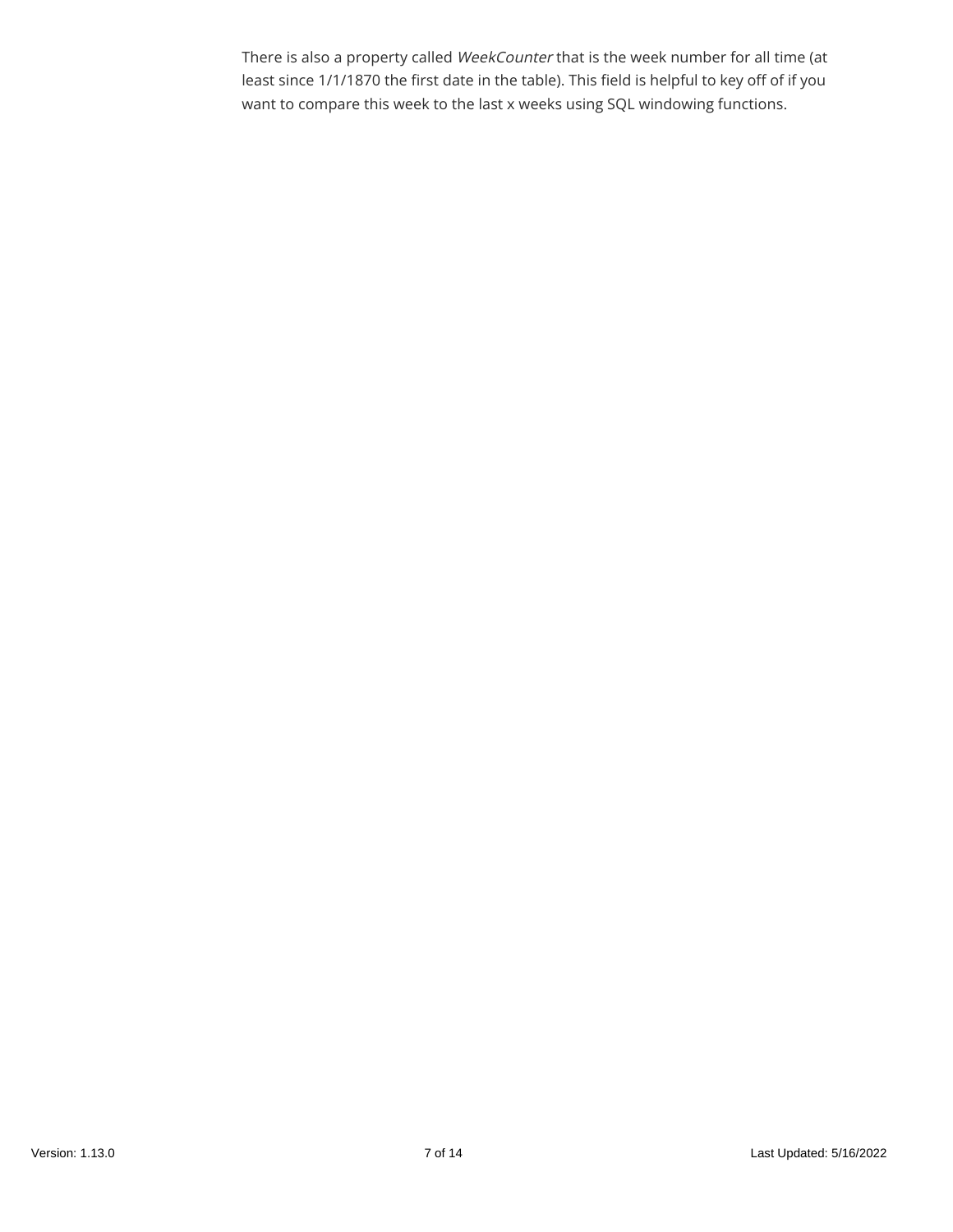There is also a property called *WeekCounter* that is the week number for all time (at least since 1/1/1870 the first date in the table). This field is helpful to key off of if you want to compare this week to the last x weeks using SQL windowing functions.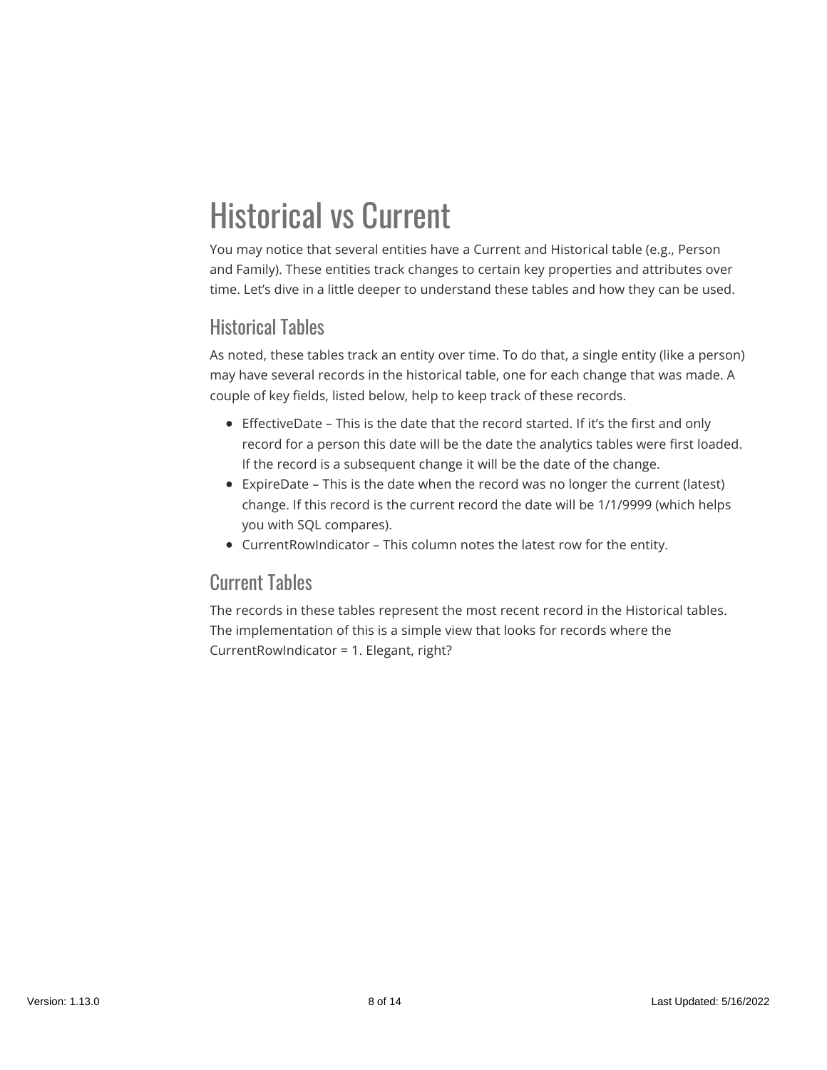# Historical vs Current

You may notice that several entities have a Current and Historical table (e.g., Person and Family). These entities track changes to certain key properties and attributes over time. Let's dive in a little deeper to understand these tables and how they can be used.

## Historical Tables

As noted, these tables track an entity over time. To do that, a single entity (like a person) may have several records in the historical table, one for each change that was made. A couple of key fields, listed below, help to keep track of these records.

- EffectiveDate – This is the date that the record started. If it's the first and only record for a person this date will be the date the analytics tables were first loaded. If the record is a subsequent change it will be the date of the change.
- ExpireDate – This is the date when the record was no longer the current (latest) change. If this record is the current record the date will be 1/1/9999 (which helps you with SQL compares).
- CurrentRowIndicator – This column notes the latest row for the entity.

## Current Tables

The records in these tables represent the most recent record in the Historical tables. The implementation of this is a simple view that looks for records where the CurrentRowIndicator = 1. Elegant, right?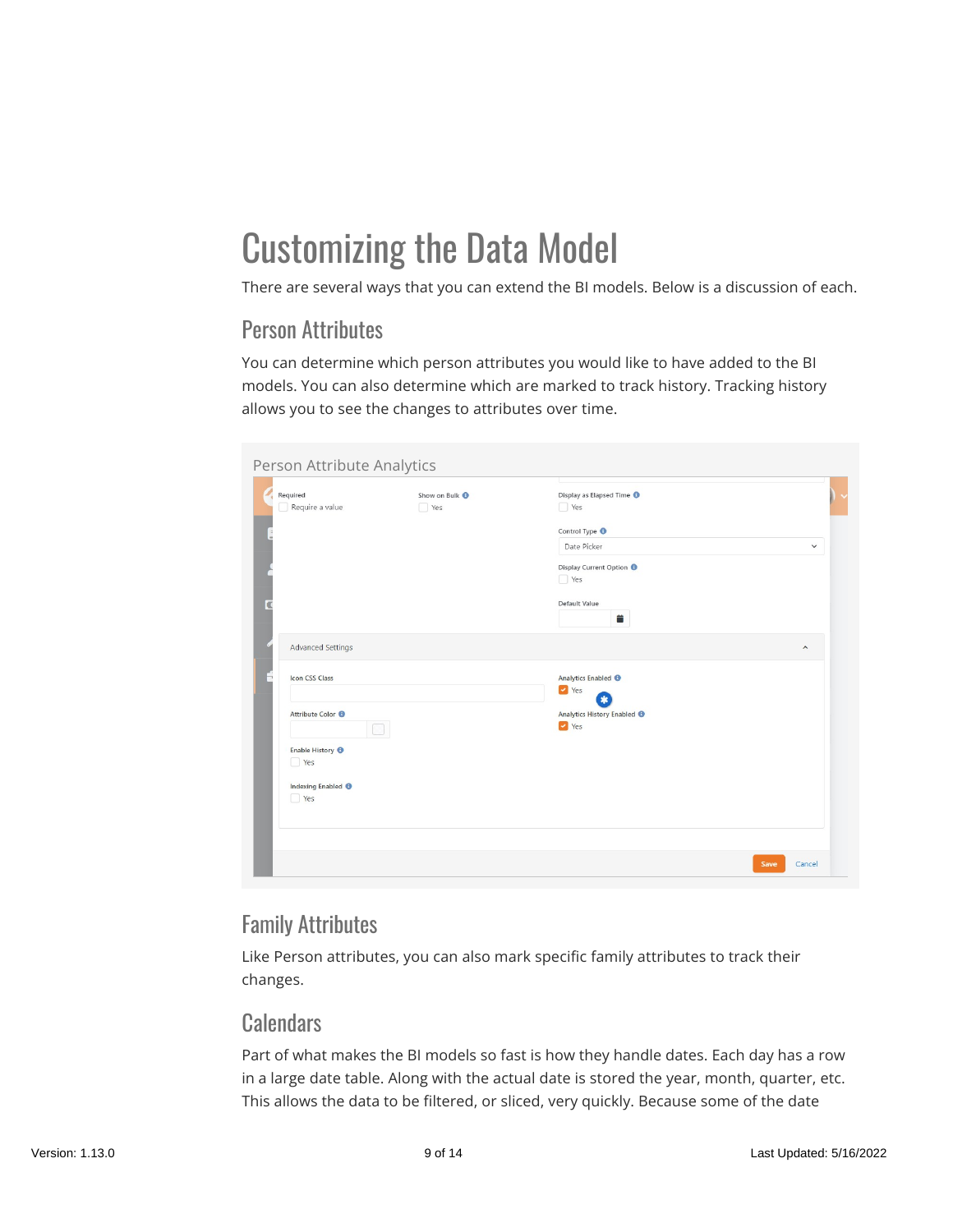# Customizing the Data Model

There are several ways that you can extend the BI models. Below is a discussion of each.

## Person Attributes

You can determine which person attributes you would like to have added to the BI models. You can also determine which are marked to track history. Tracking history allows you to see the changes to attributes over time.

Person Attribute Analytics

## Family Attributes

Like Person attributes, you can also mark specific family attributes to track their changes.

## Calendars

Part of what makes the BI models so fast is how they handle dates. Each day has a row in a large date table. Along with the actual date is stored the year, month, quarter, etc. This allows the data to be filtered, or sliced, very quickly. Because some of the date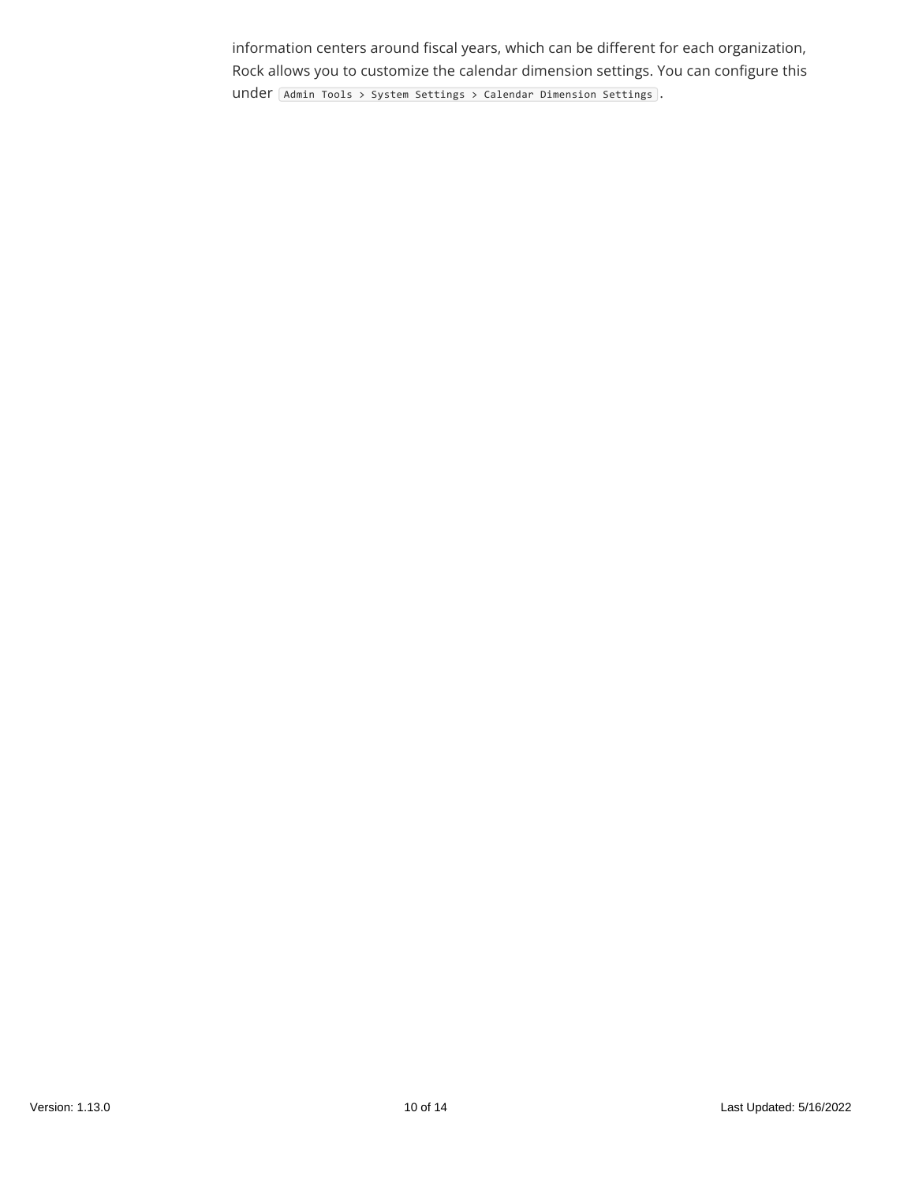information centers around fiscal years, which can be different for each organization, Rock allows you to customize the calendar dimension settings. You can configure this under `Admin Tools > System Settings > Calendar Dimension Settings`.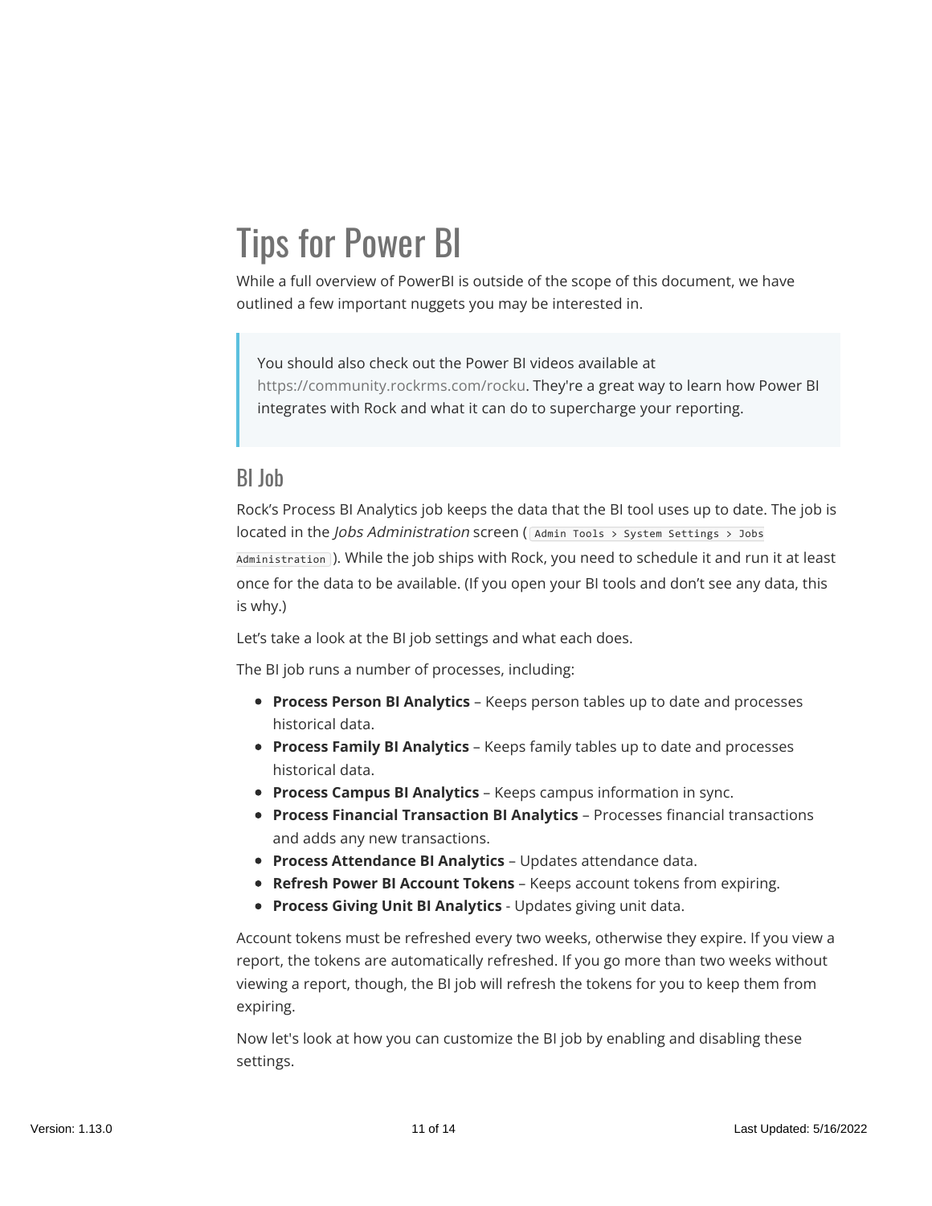# Tips for Power BI

While a full overview of PowerBI is outside of the scope of this document, we have outlined a few important nuggets you may be interested in.

> You should also check out the Power BI videos available at https://community.rockrms.com/rocku. They're a great way to learn how Power BI integrates with Rock and what it can do to supercharge your reporting.

## BI Job

Rock's Process BI Analytics job keeps the data that the BI tool uses up to date. The job is located in the *Jobs Administration* screen ( `Admin Tools > System Settings > Jobs Administration` ). While the job ships with Rock, you need to schedule it and run it at least once for the data to be available. (If you open your BI tools and don't see any data, this is why.)

Let's take a look at the BI job settings and what each does.

The BI job runs a number of processes, including:

- **Process Person BI Analytics** – Keeps person tables up to date and processes historical data.
- **Process Family BI Analytics** – Keeps family tables up to date and processes historical data.
- **Process Campus BI Analytics** – Keeps campus information in sync.
- **Process Financial Transaction BI Analytics** – Processes financial transactions and adds any new transactions.
- **Process Attendance BI Analytics** – Updates attendance data.
- **Refresh Power BI Account Tokens** – Keeps account tokens from expiring.
- **Process Giving Unit BI Analytics** - Updates giving unit data.

Account tokens must be refreshed every two weeks, otherwise they expire. If you view a report, the tokens are automatically refreshed. If you go more than two weeks without viewing a report, though, the BI job will refresh the tokens for you to keep them from expiring.

Now let's look at how you can customize the BI job by enabling and disabling these settings.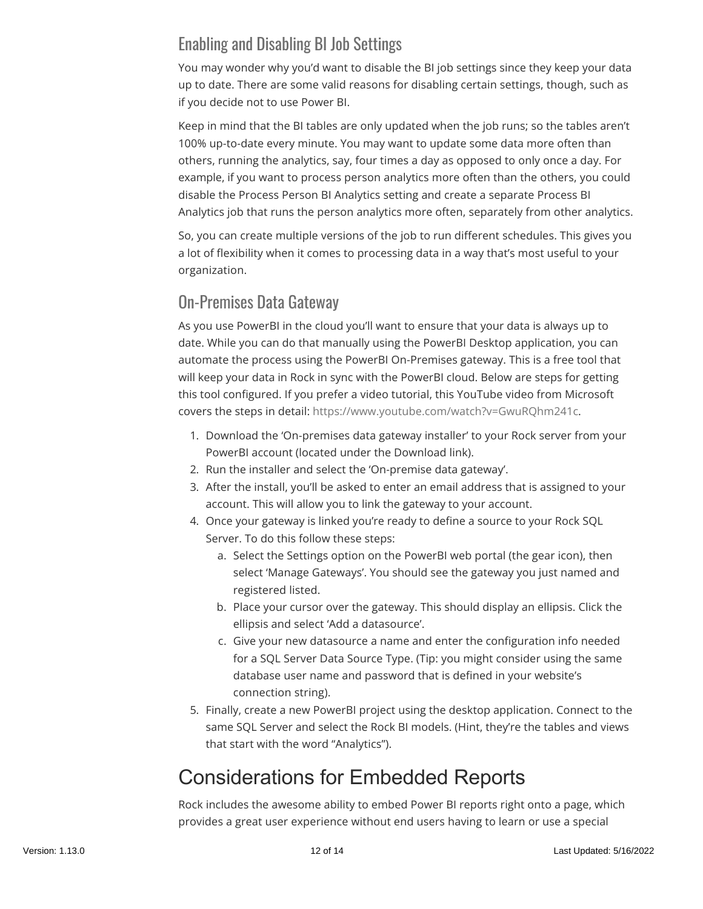## Enabling and Disabling BI Job Settings

You may wonder why you'd want to disable the BI job settings since they keep your data up to date. There are some valid reasons for disabling certain settings, though, such as if you decide not to use Power BI.

Keep in mind that the BI tables are only updated when the job runs; so the tables aren't 100% up-to-date every minute. You may want to update some data more often than others, running the analytics, say, four times a day as opposed to only once a day. For example, if you want to process person analytics more often than the others, you could disable the Process Person BI Analytics setting and create a separate Process BI Analytics job that runs the person analytics more often, separately from other analytics.

So, you can create multiple versions of the job to run different schedules. This gives you a lot of flexibility when it comes to processing data in a way that's most useful to your organization.

## On-Premises Data Gateway

As you use PowerBI in the cloud you'll want to ensure that your data is always up to date. While you can do that manually using the PowerBI Desktop application, you can automate the process using the PowerBI On-Premises gateway. This is a free tool that will keep your data in Rock in sync with the PowerBI cloud. Below are steps for getting this tool configured. If you prefer a video tutorial, this YouTube video from Microsoft covers the steps in detail: https://www.youtube.com/watch?v=GwuRQhm241c.

1. Download the 'On-premises data gateway installer' to your Rock server from your PowerBI account (located under the Download link).
2. Run the installer and select the 'On-premise data gateway'.
3. After the install, you'll be asked to enter an email address that is assigned to your account. This will allow you to link the gateway to your account.
4. Once your gateway is linked you're ready to define a source to your Rock SQL Server. To do this follow these steps:
   a. Select the Settings option on the PowerBI web portal (the gear icon), then select 'Manage Gateways'. You should see the gateway you just named and registered listed.
   b. Place your cursor over the gateway. This should display an ellipsis. Click the ellipsis and select 'Add a datasource'.
   c. Give your new datasource a name and enter the configuration info needed for a SQL Server Data Source Type. (Tip: you might consider using the same database user name and password that is defined in your website's connection string).
5. Finally, create a new PowerBI project using the desktop application. Connect to the same SQL Server and select the Rock BI models. (Hint, they're the tables and views that start with the word "Analytics").

# Considerations for Embedded Reports

Rock includes the awesome ability to embed Power BI reports right onto a page, which provides a great user experience without end users having to learn or use a special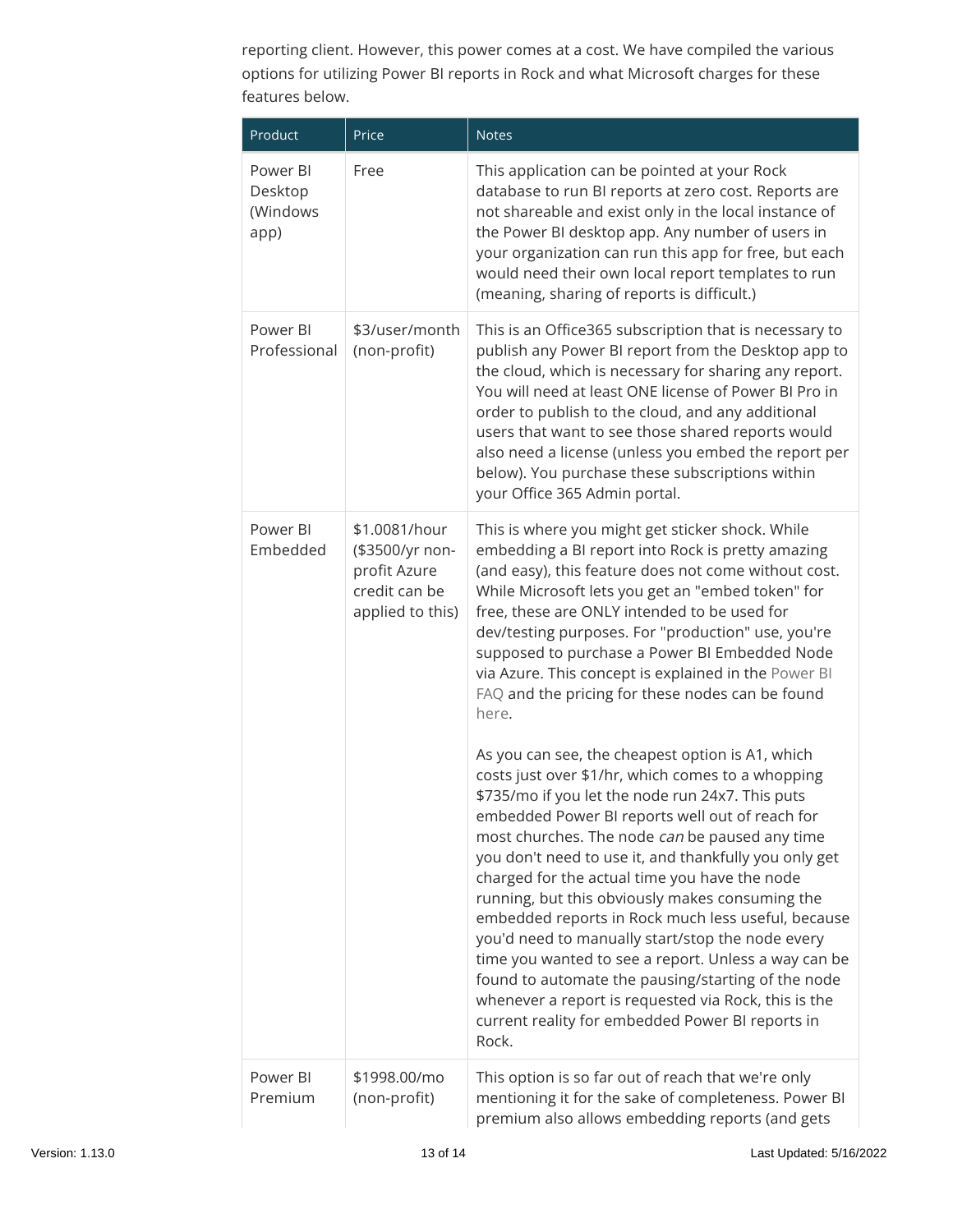reporting client. However, this power comes at a cost. We have compiled the various options for utilizing Power BI reports in Rock and what Microsoft charges for these features below.

| Product | Price | Notes |
| --- | --- | --- |
| Power BI Desktop (Windows app) | Free | This application can be pointed at your Rock database to run BI reports at zero cost. Reports are not shareable and exist only in the local instance of the Power BI desktop app. Any number of users in your organization can run this app for free, but each would need their own local report templates to run (meaning, sharing of reports is difficult.) |
| Power BI Professional | $3/user/month (non-profit) | This is an Office365 subscription that is necessary to publish any Power BI report from the Desktop app to the cloud, which is necessary for sharing any report. You will need at least ONE license of Power BI Pro in order to publish to the cloud, and any additional users that want to see those shared reports would also need a license (unless you embed the report per below). You purchase these subscriptions within your Office 365 Admin portal. |
| Power BI Embedded | $1.0081/hour ($3500/yr non-profit Azure credit can be applied to this) | This is where you might get sticker shock. While embedding a BI report into Rock is pretty amazing (and easy), this feature does not come without cost. While Microsoft lets you get an "embed token" for free, these are ONLY intended to be used for dev/testing purposes. For "production" use, you're supposed to purchase a Power BI Embedded Node via Azure. This concept is explained in the Power BI FAQ and the pricing for these nodes can be found here.<br><br>As you can see, the cheapest option is A1, which costs just over $1/hr, which comes to a whopping $735/mo if you let the node run 24x7. This puts embedded Power BI reports well out of reach for most churches. The node *can* be paused any time you don't need to use it, and thankfully you only get charged for the actual time you have the node running, but this obviously makes consuming the embedded reports in Rock much less useful, because you'd need to manually start/stop the node every time you wanted to see a report. Unless a way can be found to automate the pausing/starting of the node whenever a report is requested via Rock, this is the current reality for embedded Power BI reports in Rock. |
| Power BI Premium | $1998.00/mo (non-profit) | This option is so far out of reach that we're only mentioning it for the sake of completeness. Power BI premium also allows embedding reports (and gets |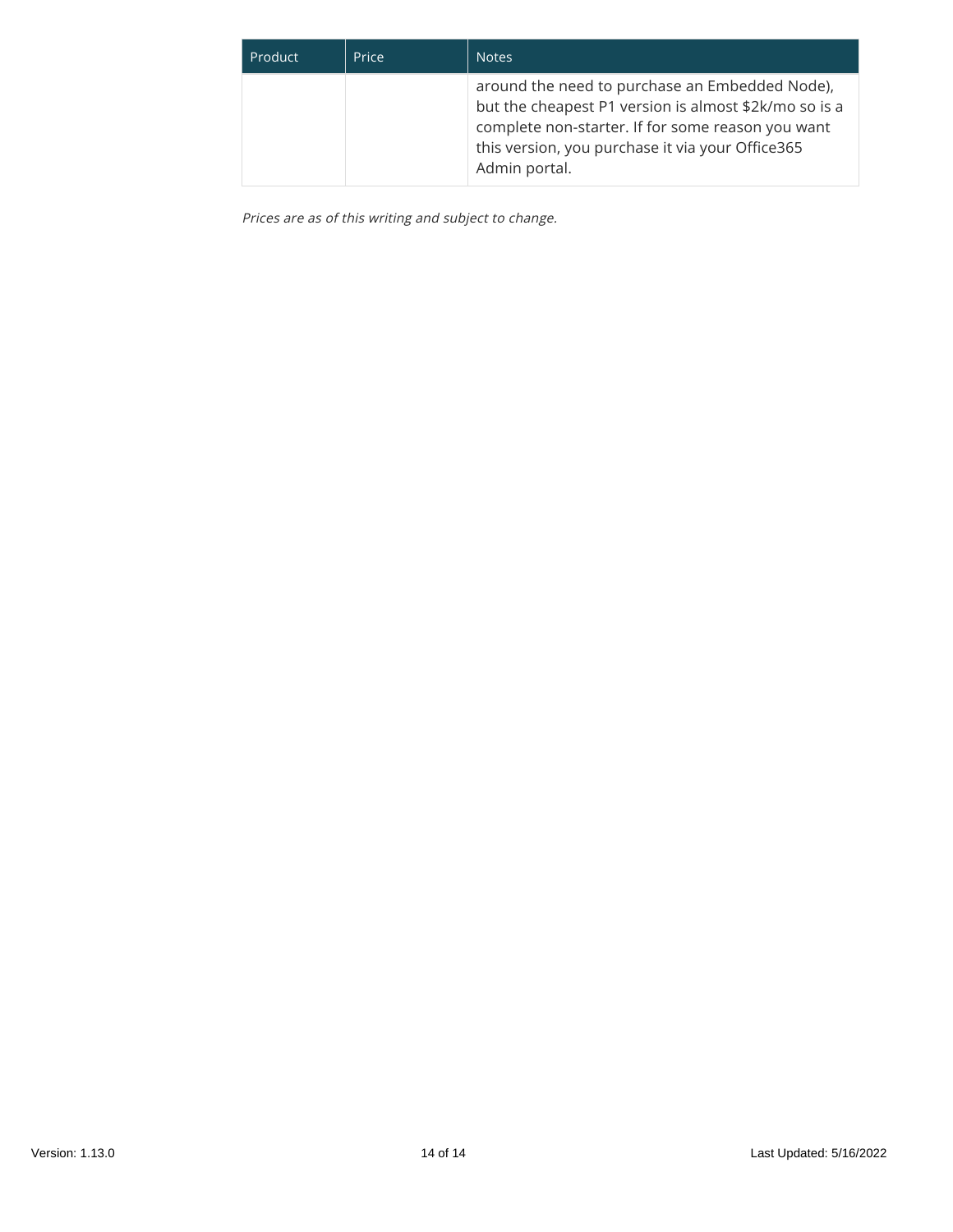| Product | Price | Notes |
| --- | --- | --- |
| | | around the need to purchase an Embedded Node), but the cheapest P1 version is almost $2k/mo so is a complete non-starter. If for some reason you want this version, you purchase it via your Office365 Admin portal. |

*Prices are as of this writing and subject to change.*